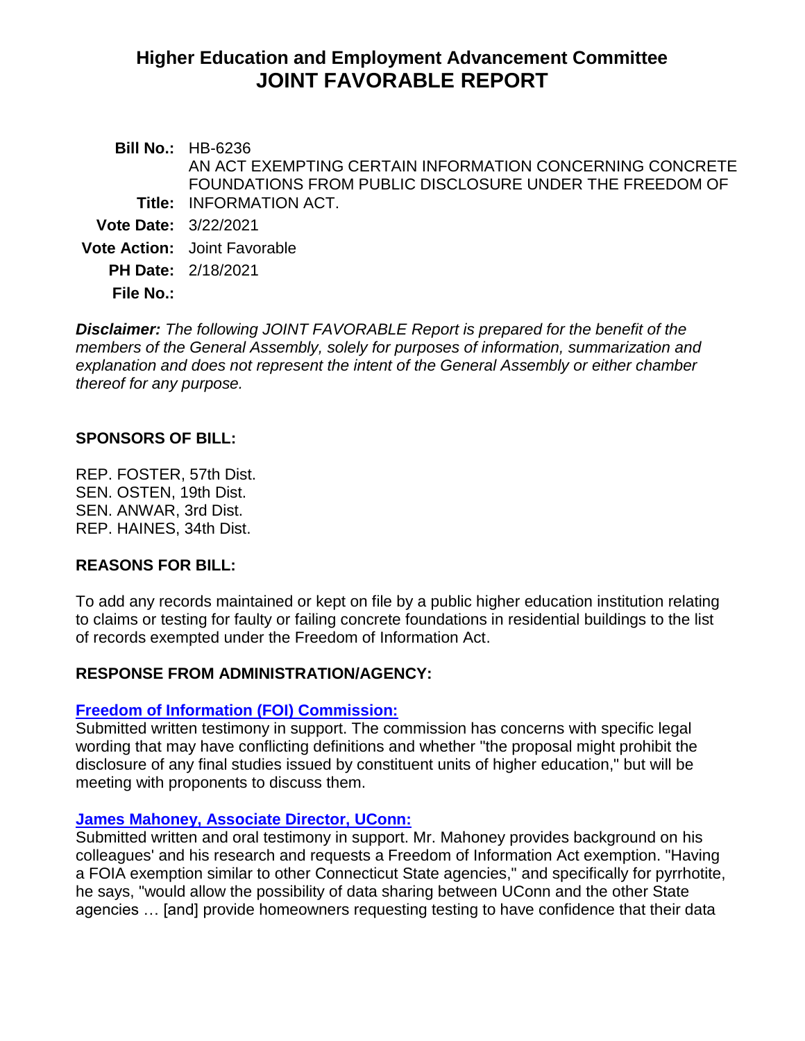# Higher Education and Employment Advancement Committee
# JOINT FAVORABLE REPORT

**Bill No.:** HB-6236

**Title:** AN ACT EXEMPTING CERTAIN INFORMATION CONCERNING CONCRETE FOUNDATIONS FROM PUBLIC DISCLOSURE UNDER THE FREEDOM OF INFORMATION ACT.

**Vote Date:** 3/22/2021

**Vote Action:** Joint Favorable

**PH Date:** 2/18/2021

**File No.:**

***Disclaimer:*** *The following JOINT FAVORABLE Report is prepared for the benefit of the members of the General Assembly, solely for purposes of information, summarization and explanation and does not represent the intent of the General Assembly or either chamber thereof for any purpose.*

## SPONSORS OF BILL:

REP. FOSTER, 57th Dist.
SEN. OSTEN, 19th Dist.
SEN. ANWAR, 3rd Dist.
REP. HAINES, 34th Dist.

## REASONS FOR BILL:

To add any records maintained or kept on file by a public higher education institution relating to claims or testing for faulty or failing concrete foundations in residential buildings to the list of records exempted under the Freedom of Information Act.

## RESPONSE FROM ADMINISTRATION/AGENCY:

**Freedom of Information (FOI) Commission:**
Submitted written testimony in support. The commission has concerns with specific legal wording that may have conflicting definitions and whether "the proposal might prohibit the disclosure of any final studies issued by constituent units of higher education," but will be meeting with proponents to discuss them.

**James Mahoney, Associate Director, UConn:**
Submitted written and oral testimony in support. Mr. Mahoney provides background on his colleagues' and his research and requests a Freedom of Information Act exemption. "Having a FOIA exemption similar to other Connecticut State agencies," and specifically for pyrrhotite, he says, "would allow the possibility of data sharing between UConn and the other State agencies … [and] provide homeowners requesting testing to have confidence that their data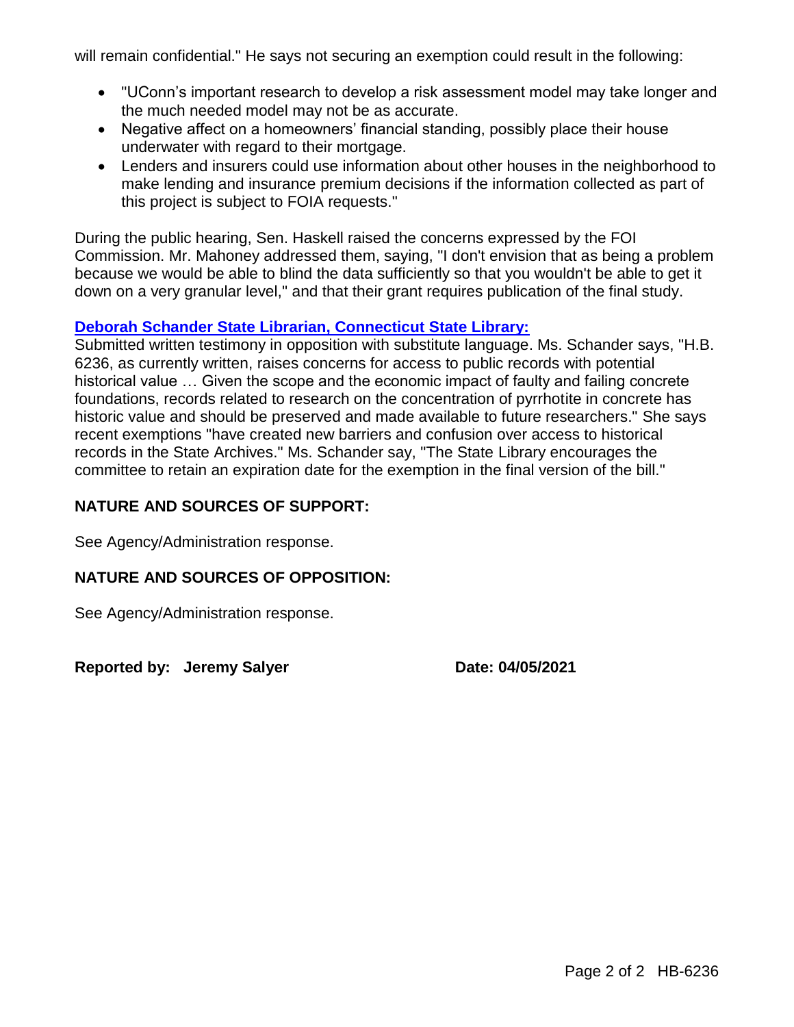will remain confidential." He says not securing an exemption could result in the following:

- "UConn's important research to develop a risk assessment model may take longer and the much needed model may not be as accurate.
- Negative affect on a homeowners' financial standing, possibly place their house underwater with regard to their mortgage.
- Lenders and insurers could use information about other houses in the neighborhood to make lending and insurance premium decisions if the information collected as part of this project is subject to FOIA requests."

During the public hearing, Sen. Haskell raised the concerns expressed by the FOI Commission. Mr. Mahoney addressed them, saying, "I don't envision that as being a problem because we would be able to blind the data sufficiently so that you wouldn't be able to get it down on a very granular level," and that their grant requires publication of the final study.

**Deborah Schander State Librarian, Connecticut State Library:**
Submitted written testimony in opposition with substitute language. Ms. Schander says, "H.B. 6236, as currently written, raises concerns for access to public records with potential historical value … Given the scope and the economic impact of faulty and failing concrete foundations, records related to research on the concentration of pyrrhotite in concrete has historic value and should be preserved and made available to future researchers." She says recent exemptions "have created new barriers and confusion over access to historical records in the State Archives." Ms. Schander say, "The State Library encourages the committee to retain an expiration date for the exemption in the final version of the bill."

## NATURE AND SOURCES OF SUPPORT:

See Agency/Administration response.

## NATURE AND SOURCES OF OPPOSITION:

See Agency/Administration response.

**Reported by: Jeremy Salyer** **Date: 04/05/2021**